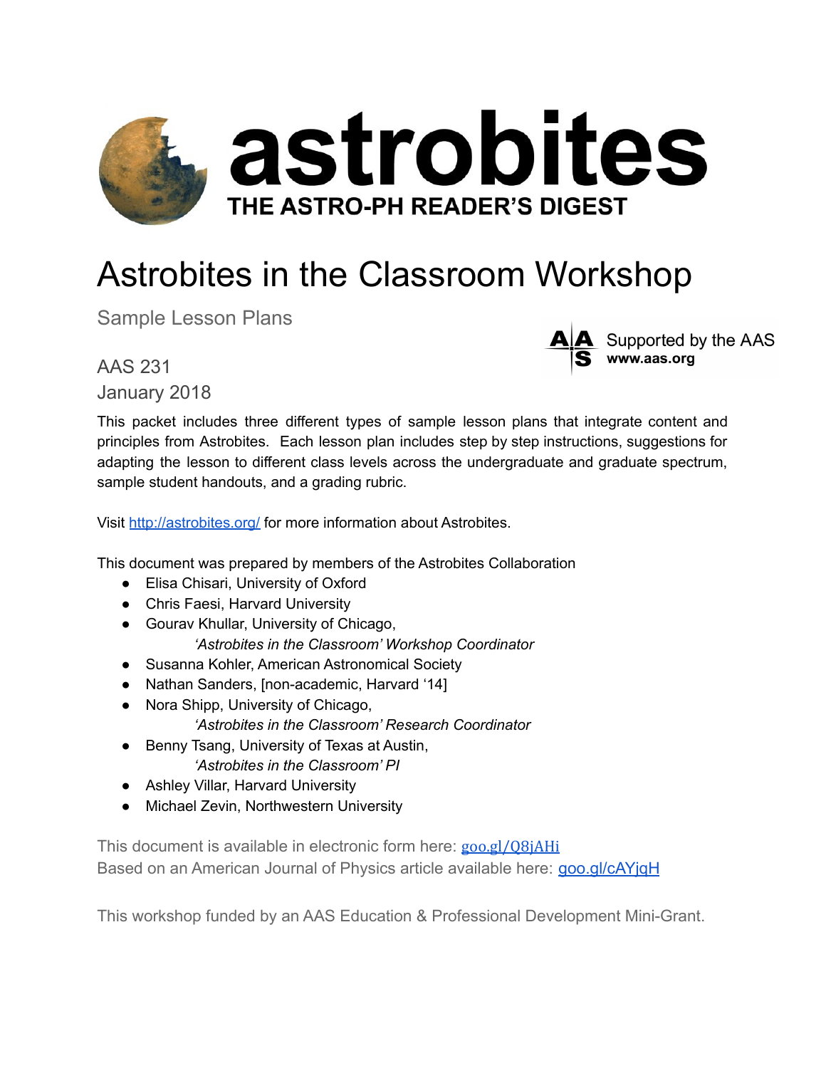# astrobites

**THE ASTRO-PH READER'S DIGEST**

# Astrobites in the Classroom Workshop

Sample Lesson Plans

Supported by the AAS
**www.aas.org**

AAS 231

January 2018

This packet includes three different types of sample lesson plans that integrate content and principles from Astrobites. Each lesson plan includes step by step instructions, suggestions for adapting the lesson to different class levels across the undergraduate and graduate spectrum, sample student handouts, and a grading rubric.

Visit [http://astrobites.org/](http://astrobites.org/) for more information about Astrobites.

This document was prepared by members of the Astrobites Collaboration

- Elisa Chisari, University of Oxford
- Chris Faesi, Harvard University
- Gourav Khullar, University of Chicago,
  *'Astrobites in the Classroom' Workshop Coordinator*
- Susanna Kohler, American Astronomical Society
- Nathan Sanders, [non-academic, Harvard '14]
- Nora Shipp, University of Chicago,
  *'Astrobites in the Classroom' Research Coordinator*
- Benny Tsang, University of Texas at Austin,
  *'Astrobites in the Classroom' PI*
- Ashley Villar, Harvard University
- Michael Zevin, Northwestern University

This document is available in electronic form here: [goo.gl/Q8jAHi](goo.gl/Q8jAHi)

Based on an American Journal of Physics article available here: [goo.gl/cAYjqH](goo.gl/cAYjqH)

This workshop funded by an AAS Education & Professional Development Mini-Grant.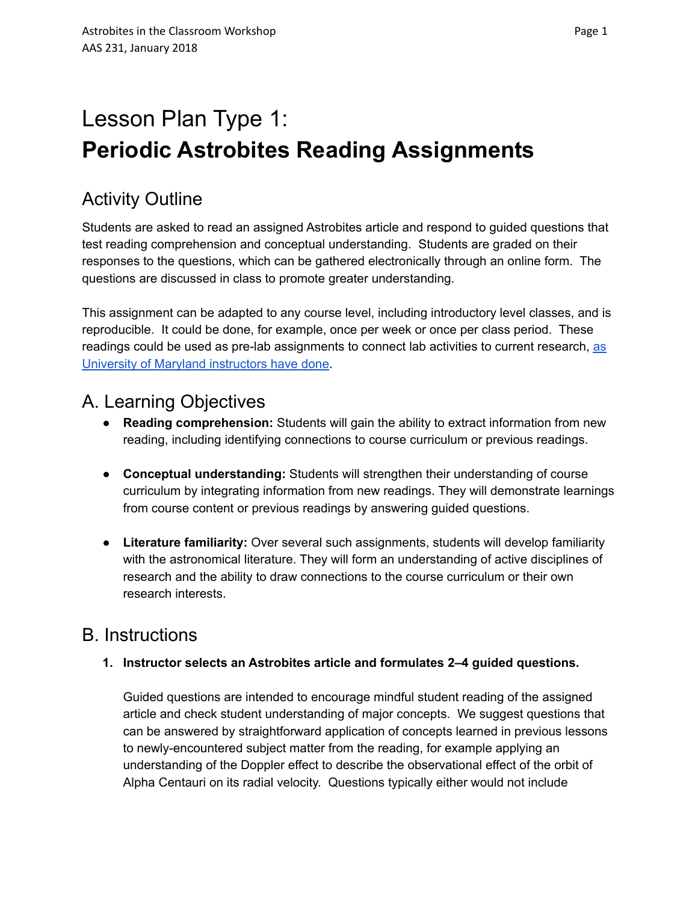# Lesson Plan Type 1:
# **Periodic Astrobites Reading Assignments**

## Activity Outline

Students are asked to read an assigned Astrobites article and respond to guided questions that test reading comprehension and conceptual understanding. Students are graded on their responses to the questions, which can be gathered electronically through an online form. The questions are discussed in class to promote greater understanding.

This assignment can be adapted to any course level, including introductory level classes, and is reproducible. It could be done, for example, once per week or once per class period. These readings could be used as pre-lab assignments to connect lab activities to current research, [as University of Maryland instructors have done](as University of Maryland instructors have done).

## A. Learning Objectives

- **Reading comprehension:** Students will gain the ability to extract information from new reading, including identifying connections to course curriculum or previous readings.
- **Conceptual understanding:** Students will strengthen their understanding of course curriculum by integrating information from new readings. They will demonstrate learnings from course content or previous readings by answering guided questions.
- **Literature familiarity:** Over several such assignments, students will develop familiarity with the astronomical literature. They will form an understanding of active disciplines of research and the ability to draw connections to the course curriculum or their own research interests.

## B. Instructions

1. **Instructor selects an Astrobites article and formulates 2–4 guided questions.**

   Guided questions are intended to encourage mindful student reading of the assigned article and check student understanding of major concepts. We suggest questions that can be answered by straightforward application of concepts learned in previous lessons to newly-encountered subject matter from the reading, for example applying an understanding of the Doppler effect to describe the observational effect of the orbit of Alpha Centauri on its radial velocity. Questions typically either would not include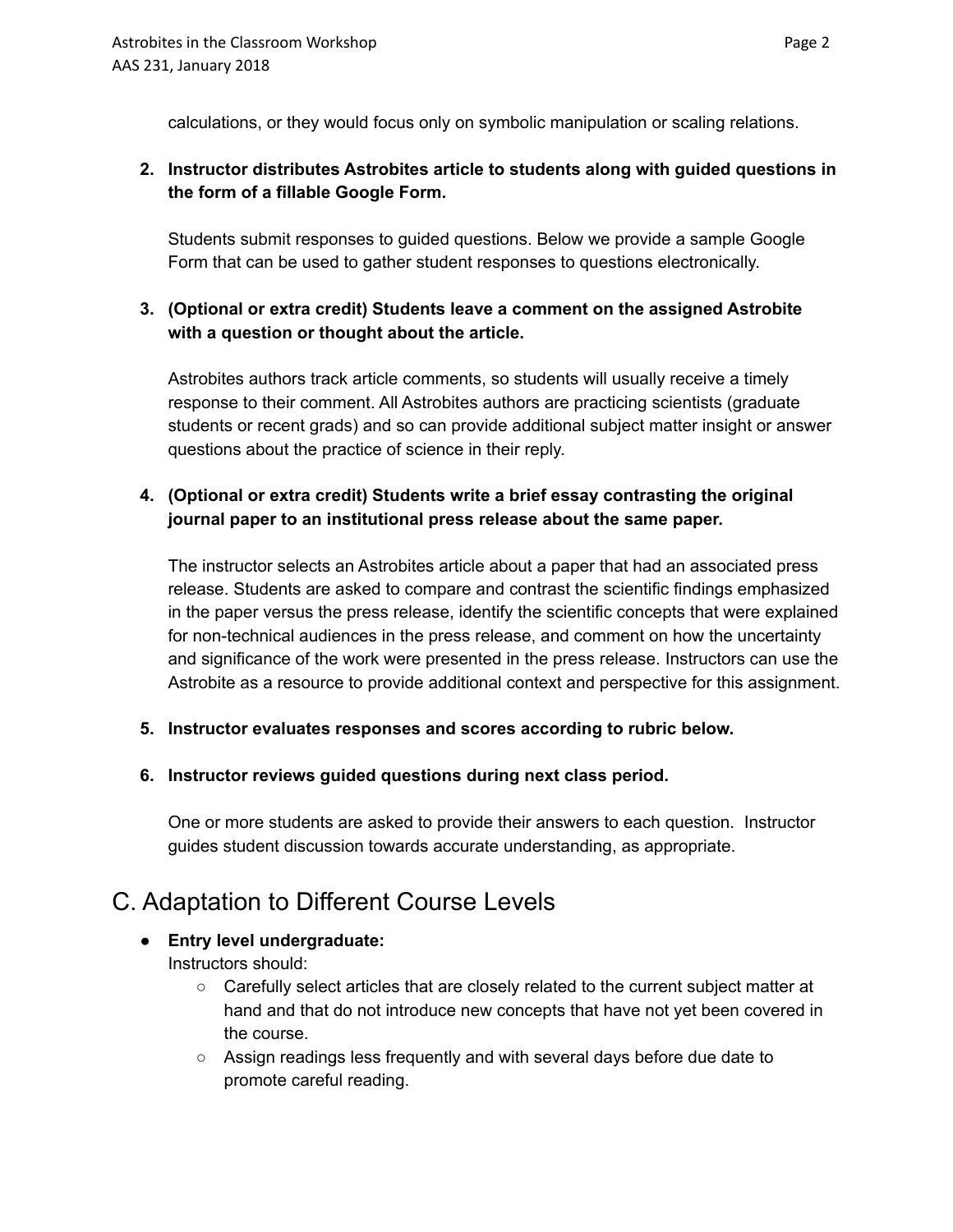calculations, or they would focus only on symbolic manipulation or scaling relations.

2. **Instructor distributes Astrobites article to students along with guided questions in the form of a fillable Google Form.**

   Students submit responses to guided questions. Below we provide a sample Google Form that can be used to gather student responses to questions electronically.

3. **(Optional or extra credit) Students leave a comment on the assigned Astrobite with a question or thought about the article.**

   Astrobites authors track article comments, so students will usually receive a timely response to their comment. All Astrobites authors are practicing scientists (graduate students or recent grads) and so can provide additional subject matter insight or answer questions about the practice of science in their reply.

4. **(Optional or extra credit) Students write a brief essay contrasting the original journal paper to an institutional press release about the same paper.**

   The instructor selects an Astrobites article about a paper that had an associated press release. Students are asked to compare and contrast the scientific findings emphasized in the paper versus the press release, identify the scientific concepts that were explained for non-technical audiences in the press release, and comment on how the uncertainty and significance of the work were presented in the press release. Instructors can use the Astrobite as a resource to provide additional context and perspective for this assignment.

5. **Instructor evaluates responses and scores according to rubric below.**

6. **Instructor reviews guided questions during next class period.**

   One or more students are asked to provide their answers to each question. Instructor guides student discussion towards accurate understanding, as appropriate.

## C. Adaptation to Different Course Levels

- **Entry level undergraduate:**
  Instructors should:
  - Carefully select articles that are closely related to the current subject matter at hand and that do not introduce new concepts that have not yet been covered in the course.
  - Assign readings less frequently and with several days before due date to promote careful reading.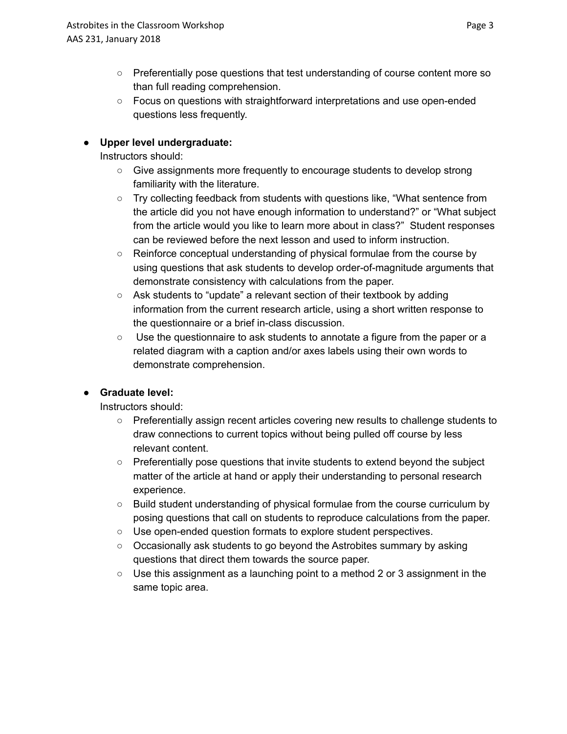- Preferentially pose questions that test understanding of course content more so than full reading comprehension.
  - Focus on questions with straightforward interpretations and use open-ended questions less frequently.

- **Upper level undergraduate:**
  Instructors should:
  - Give assignments more frequently to encourage students to develop strong familiarity with the literature.
  - Try collecting feedback from students with questions like, "What sentence from the article did you not have enough information to understand?" or "What subject from the article would you like to learn more about in class?" Student responses can be reviewed before the next lesson and used to inform instruction.
  - Reinforce conceptual understanding of physical formulae from the course by using questions that ask students to develop order-of-magnitude arguments that demonstrate consistency with calculations from the paper.
  - Ask students to "update" a relevant section of their textbook by adding information from the current research article, using a short written response to the questionnaire or a brief in-class discussion.
  - Use the questionnaire to ask students to annotate a figure from the paper or a related diagram with a caption and/or axes labels using their own words to demonstrate comprehension.

- **Graduate level:**
  Instructors should:
  - Preferentially assign recent articles covering new results to challenge students to draw connections to current topics without being pulled off course by less relevant content.
  - Preferentially pose questions that invite students to extend beyond the subject matter of the article at hand or apply their understanding to personal research experience.
  - Build student understanding of physical formulae from the course curriculum by posing questions that call on students to reproduce calculations from the paper.
  - Use open-ended question formats to explore student perspectives.
  - Occasionally ask students to go beyond the Astrobites summary by asking questions that direct them towards the source paper.
  - Use this assignment as a launching point to a method 2 or 3 assignment in the same topic area.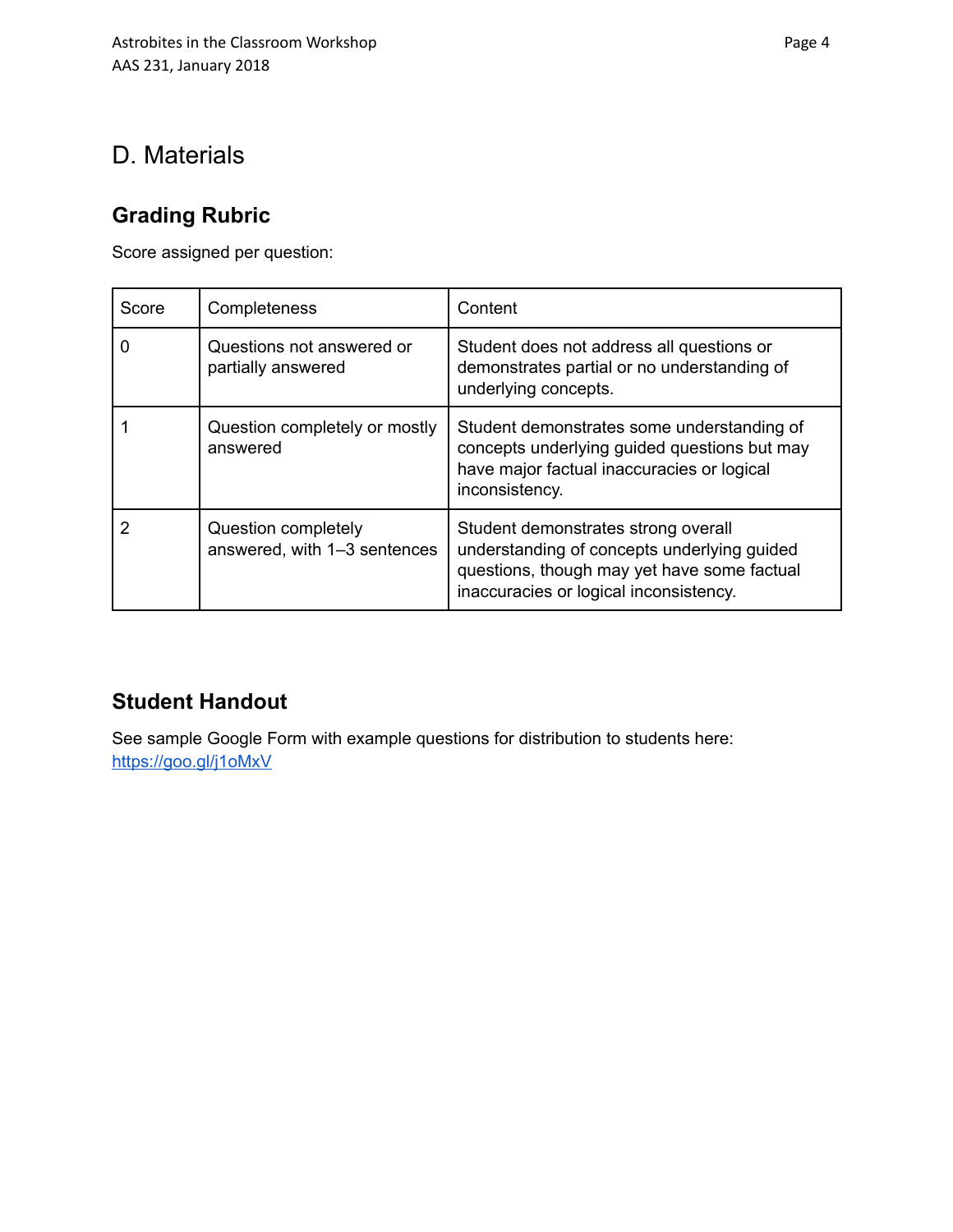# D. Materials

## Grading Rubric

Score assigned per question:

| Score | Completeness | Content |
|---|---|---|
| 0 | Questions not answered or partially answered | Student does not address all questions or demonstrates partial or no understanding of underlying concepts. |
| 1 | Question completely or mostly answered | Student demonstrates some understanding of concepts underlying guided questions but may have major factual inaccuracies or logical inconsistency. |
| 2 | Question completely answered, with 1–3 sentences | Student demonstrates strong overall understanding of concepts underlying guided questions, though may yet have some factual inaccuracies or logical inconsistency. |

## Student Handout

See sample Google Form with example questions for distribution to students here: [https://goo.gl/j1oMxV](https://goo.gl/j1oMxV)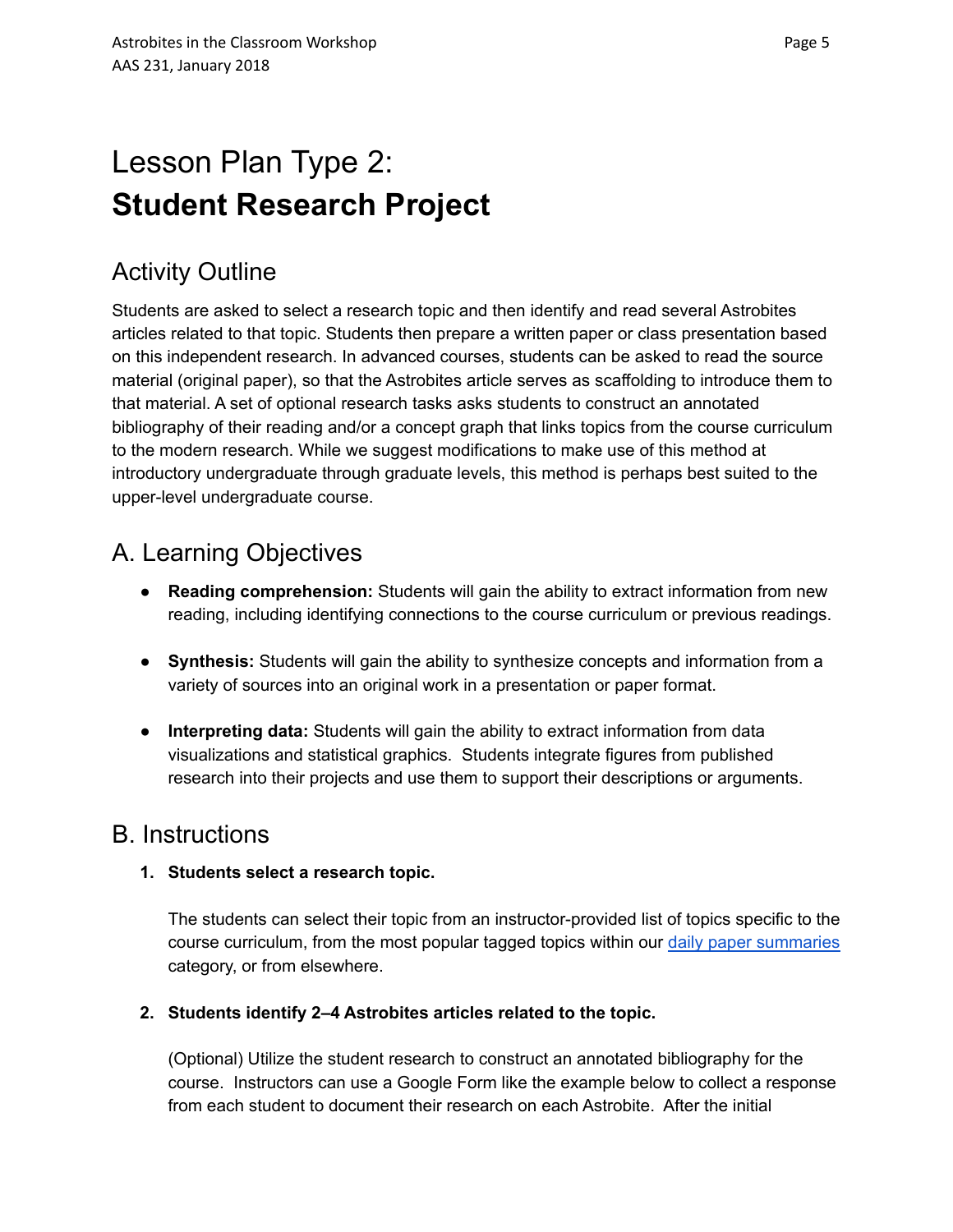# Lesson Plan Type 2:
# **Student Research Project**

## Activity Outline

Students are asked to select a research topic and then identify and read several Astrobites articles related to that topic. Students then prepare a written paper or class presentation based on this independent research. In advanced courses, students can be asked to read the source material (original paper), so that the Astrobites article serves as scaffolding to introduce them to that material. A set of optional research tasks asks students to construct an annotated bibliography of their reading and/or a concept graph that links topics from the course curriculum to the modern research. While we suggest modifications to make use of this method at introductory undergraduate through graduate levels, this method is perhaps best suited to the upper-level undergraduate course.

## A. Learning Objectives

- **Reading comprehension:** Students will gain the ability to extract information from new reading, including identifying connections to the course curriculum or previous readings.

- **Synthesis:** Students will gain the ability to synthesize concepts and information from a variety of sources into an original work in a presentation or paper format.

- **Interpreting data:** Students will gain the ability to extract information from data visualizations and statistical graphics. Students integrate figures from published research into their projects and use them to support their descriptions or arguments.

## B. Instructions

1. **Students select a research topic.**

   The students can select their topic from an instructor-provided list of topics specific to the course curriculum, from the most popular tagged topics within our daily paper summaries category, or from elsewhere.

2. **Students identify 2–4 Astrobites articles related to the topic.**

   (Optional) Utilize the student research to construct an annotated bibliography for the course. Instructors can use a Google Form like the example below to collect a response from each student to document their research on each Astrobite. After the initial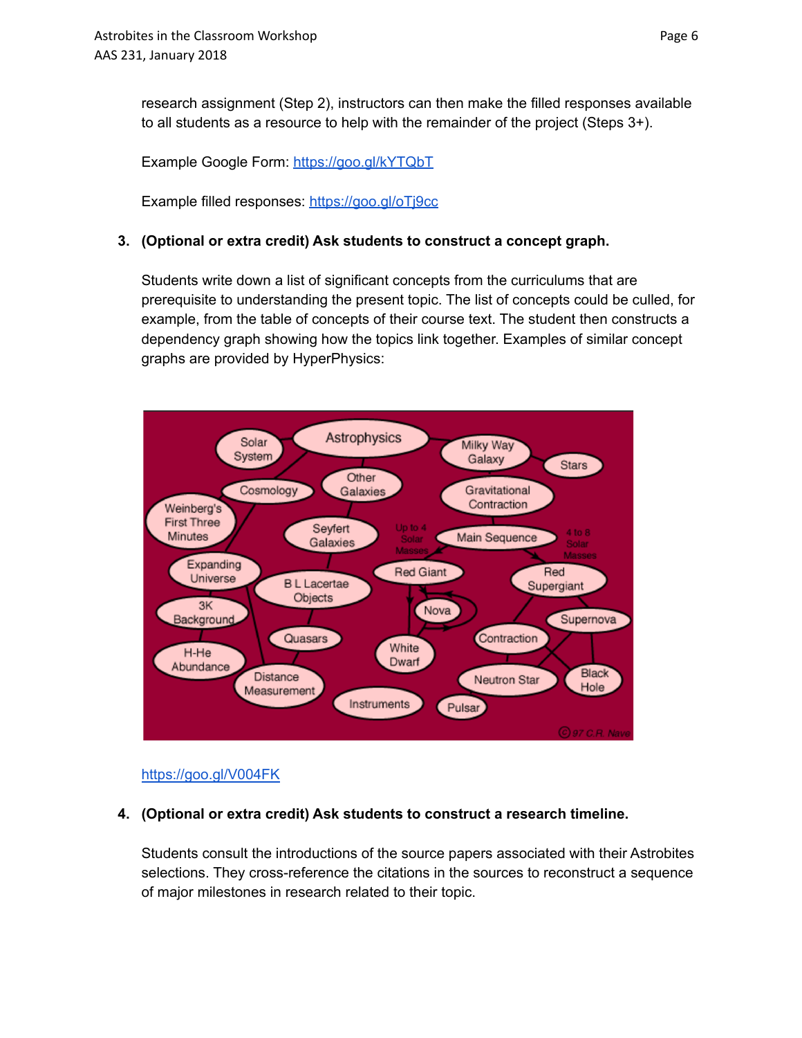research assignment (Step 2), instructors can then make the filled responses available to all students as a resource to help with the remainder of the project (Steps 3+).

Example Google Form: https://goo.gl/kYTQbT

Example filled responses: https://goo.gl/oTj9cc

3. **(Optional or extra credit) Ask students to construct a concept graph.**

   Students write down a list of significant concepts from the curriculums that are prerequisite to understanding the present topic. The list of concepts could be culled, for example, from the table of concepts of their course text. The student then constructs a dependency graph showing how the topics link together. Examples of similar concept graphs are provided by HyperPhysics:

   https://goo.gl/V004FK

4. **(Optional or extra credit) Ask students to construct a research timeline.**

   Students consult the introductions of the source papers associated with their Astrobites selections. They cross-reference the citations in the sources to reconstruct a sequence of major milestones in research related to their topic.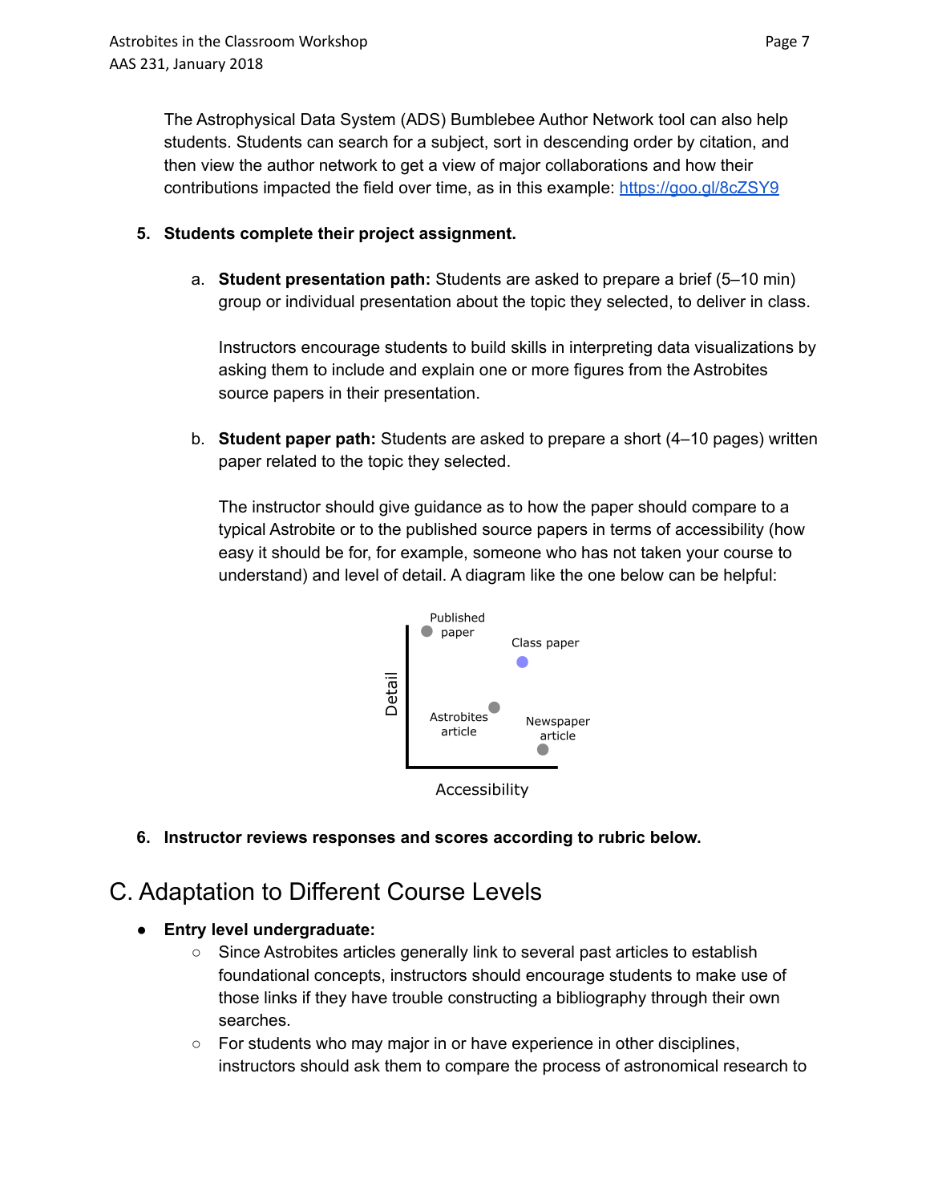The Astrophysical Data System (ADS) Bumblebee Author Network tool can also help students. Students can search for a subject, sort in descending order by citation, and then view the author network to get a view of major collaborations and how their contributions impacted the field over time, as in this example: [https://goo.gl/8cZSY9](https://goo.gl/8cZSY9)

5. **Students complete their project assignment.**

    a. **Student presentation path:** Students are asked to prepare a brief (5–10 min) group or individual presentation about the topic they selected, to deliver in class.

    Instructors encourage students to build skills in interpreting data visualizations by asking them to include and explain one or more figures from the Astrobites source papers in their presentation.

    b. **Student paper path:** Students are asked to prepare a short (4–10 pages) written paper related to the topic they selected.

    The instructor should give guidance as to how the paper should compare to a typical Astrobite or to the published source papers in terms of accessibility (how easy it should be for, for example, someone who has not taken your course to understand) and level of detail. A diagram like the one below can be helpful:

    Published paper

    Class paper

    Detail

    Astrobites article

    Newspaper article

    Accessibility

6. **Instructor reviews responses and scores according to rubric below.**

## C. Adaptation to Different Course Levels

- **Entry level undergraduate:**
    - Since Astrobites articles generally link to several past articles to establish foundational concepts, instructors should encourage students to make use of those links if they have trouble constructing a bibliography through their own searches.
    - For students who may major in or have experience in other disciplines, instructors should ask them to compare the process of astronomical research to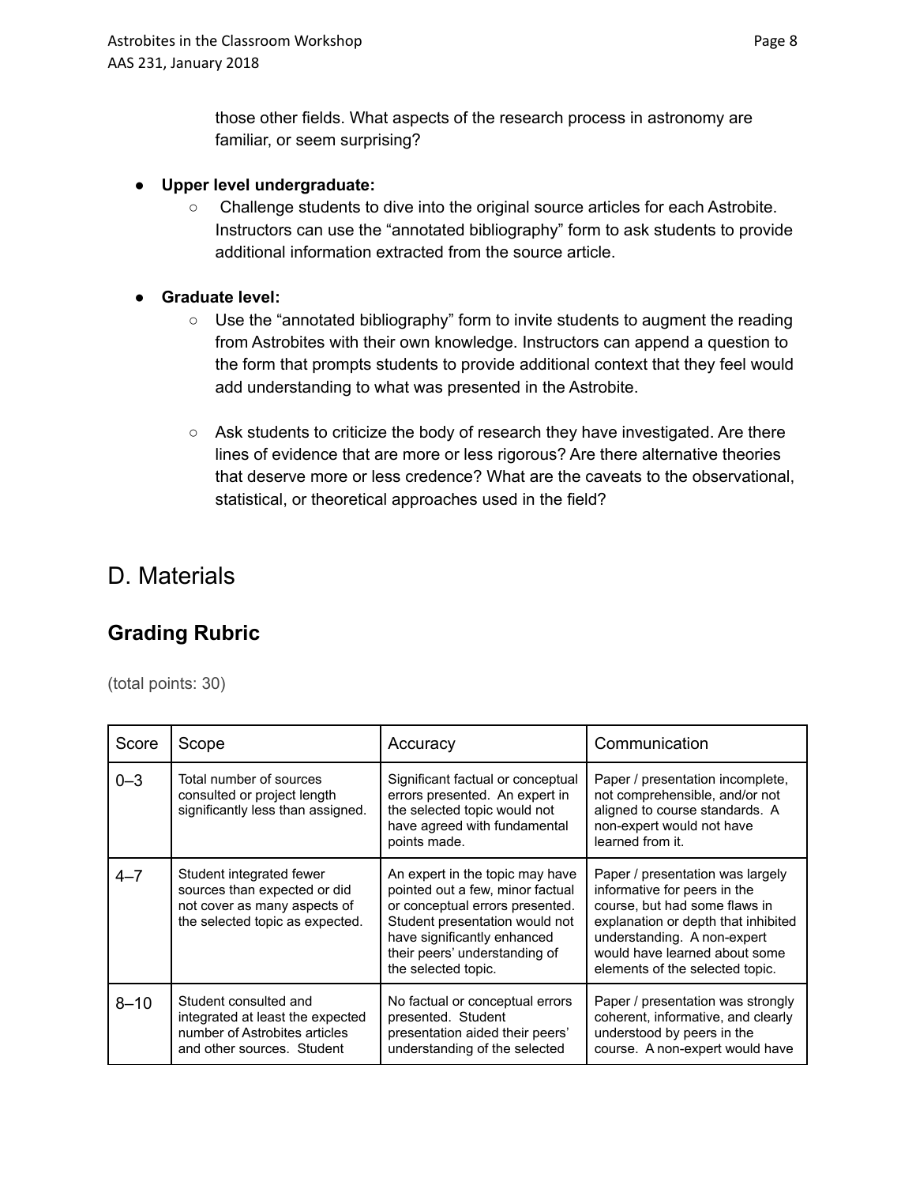those other fields. What aspects of the research process in astronomy are familiar, or seem surprising?

- **Upper level undergraduate:**
    - Challenge students to dive into the original source articles for each Astrobite. Instructors can use the "annotated bibliography" form to ask students to provide additional information extracted from the source article.

- **Graduate level:**
    - Use the "annotated bibliography" form to invite students to augment the reading from Astrobites with their own knowledge. Instructors can append a question to the form that prompts students to provide additional context that they feel would add understanding to what was presented in the Astrobite.

    - Ask students to criticize the body of research they have investigated. Are there lines of evidence that are more or less rigorous? Are there alternative theories that deserve more or less credence? What are the caveats to the observational, statistical, or theoretical approaches used in the field?

# D. Materials

## Grading Rubric

(total points: 30)

| Score | Scope | Accuracy | Communication |
|---|---|---|---|
| 0–3 | Total number of sources consulted or project length significantly less than assigned. | Significant factual or conceptual errors presented. An expert in the selected topic would not have agreed with fundamental points made. | Paper / presentation incomplete, not comprehensible, and/or not aligned to course standards. A non-expert would not have learned from it. |
| 4–7 | Student integrated fewer sources than expected or did not cover as many aspects of the selected topic as expected. | An expert in the topic may have pointed out a few, minor factual or conceptual errors presented. Student presentation would not have significantly enhanced their peers' understanding of the selected topic. | Paper / presentation was largely informative for peers in the course, but had some flaws in explanation or depth that inhibited understanding. A non-expert would have learned about some elements of the selected topic. |
| 8–10 | Student consulted and integrated at least the expected number of Astrobites articles and other sources. Student | No factual or conceptual errors presented. Student presentation aided their peers' understanding of the selected | Paper / presentation was strongly coherent, informative, and clearly understood by peers in the course. A non-expert would have |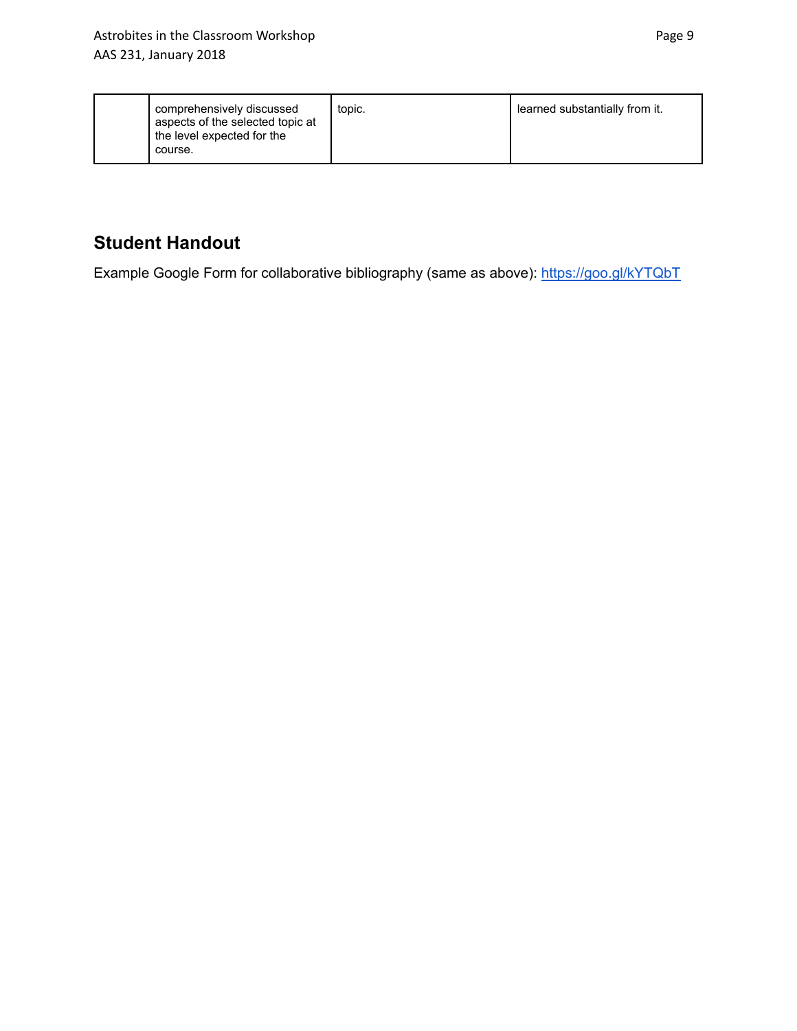|  | comprehensively discussed aspects of the selected topic at the level expected for the course. | topic. | learned substantially from it. |
|---|---|---|---|

## Student Handout

Example Google Form for collaborative bibliography (same as above): https://goo.gl/kYTQbT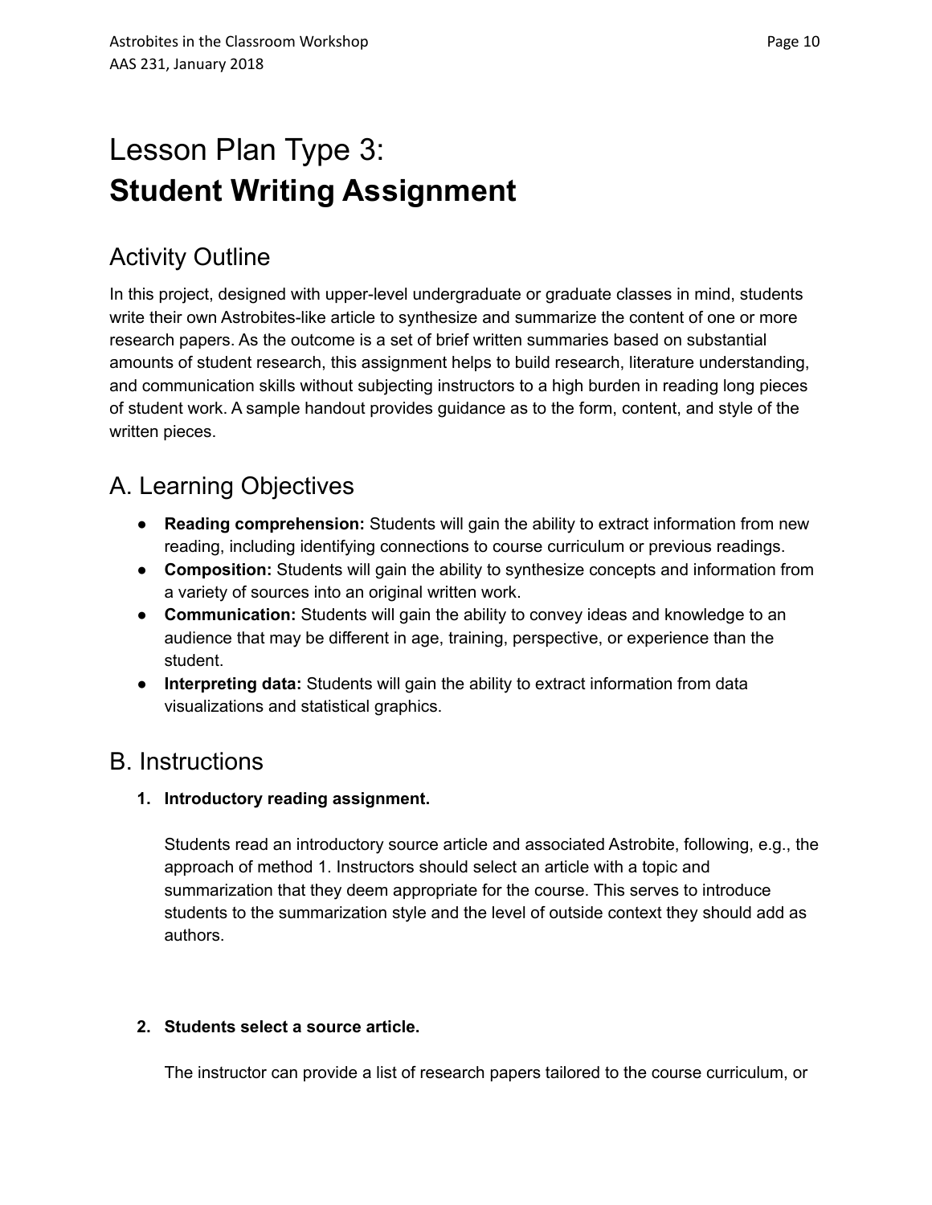# Lesson Plan Type 3:
# **Student Writing Assignment**

## Activity Outline

In this project, designed with upper-level undergraduate or graduate classes in mind, students write their own Astrobites-like article to synthesize and summarize the content of one or more research papers. As the outcome is a set of brief written summaries based on substantial amounts of student research, this assignment helps to build research, literature understanding, and communication skills without subjecting instructors to a high burden in reading long pieces of student work. A sample handout provides guidance as to the form, content, and style of the written pieces.

## A. Learning Objectives

- **Reading comprehension:** Students will gain the ability to extract information from new reading, including identifying connections to course curriculum or previous readings.
- **Composition:** Students will gain the ability to synthesize concepts and information from a variety of sources into an original written work.
- **Communication:** Students will gain the ability to convey ideas and knowledge to an audience that may be different in age, training, perspective, or experience than the student.
- **Interpreting data:** Students will gain the ability to extract information from data visualizations and statistical graphics.

## B. Instructions

1. **Introductory reading assignment.**

   Students read an introductory source article and associated Astrobite, following, e.g., the approach of method 1. Instructors should select an article with a topic and summarization that they deem appropriate for the course. This serves to introduce students to the summarization style and the level of outside context they should add as authors.

2. **Students select a source article.**

   The instructor can provide a list of research papers tailored to the course curriculum, or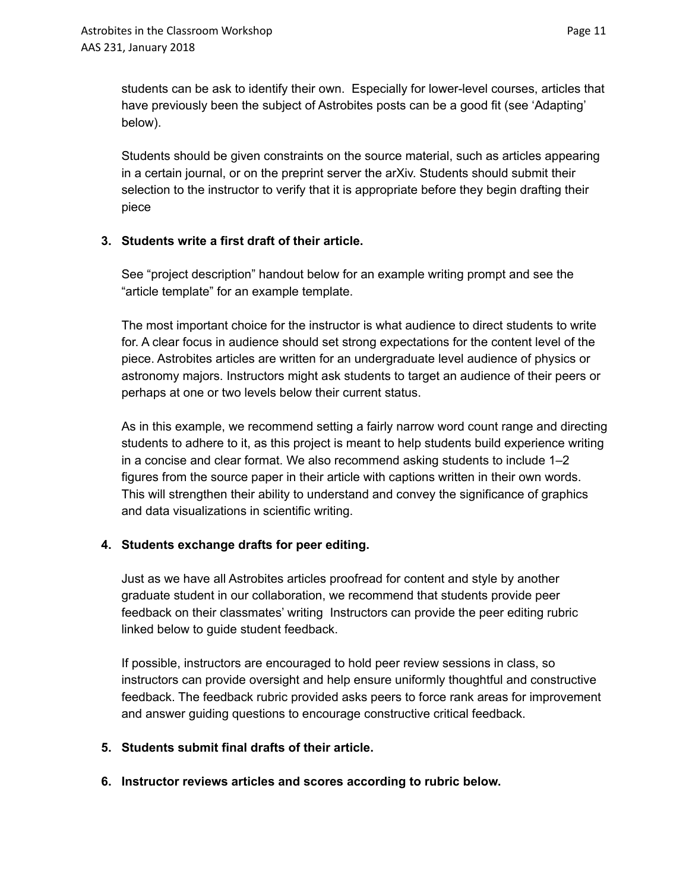students can be ask to identify their own. Especially for lower-level courses, articles that have previously been the subject of Astrobites posts can be a good fit (see 'Adapting' below).

Students should be given constraints on the source material, such as articles appearing in a certain journal, or on the preprint server the arXiv. Students should submit their selection to the instructor to verify that it is appropriate before they begin drafting their piece

3. **Students write a first draft of their article.**

   See "project description" handout below for an example writing prompt and see the "article template" for an example template.

   The most important choice for the instructor is what audience to direct students to write for. A clear focus in audience should set strong expectations for the content level of the piece. Astrobites articles are written for an undergraduate level audience of physics or astronomy majors. Instructors might ask students to target an audience of their peers or perhaps at one or two levels below their current status.

   As in this example, we recommend setting a fairly narrow word count range and directing students to adhere to it, as this project is meant to help students build experience writing in a concise and clear format. We also recommend asking students to include 1–2 figures from the source paper in their article with captions written in their own words. This will strengthen their ability to understand and convey the significance of graphics and data visualizations in scientific writing.

4. **Students exchange drafts for peer editing.**

   Just as we have all Astrobites articles proofread for content and style by another graduate student in our collaboration, we recommend that students provide peer feedback on their classmates' writing Instructors can provide the peer editing rubric linked below to guide student feedback.

   If possible, instructors are encouraged to hold peer review sessions in class, so instructors can provide oversight and help ensure uniformly thoughtful and constructive feedback. The feedback rubric provided asks peers to force rank areas for improvement and answer guiding questions to encourage constructive critical feedback.

5. **Students submit final drafts of their article.**

6. **Instructor reviews articles and scores according to rubric below.**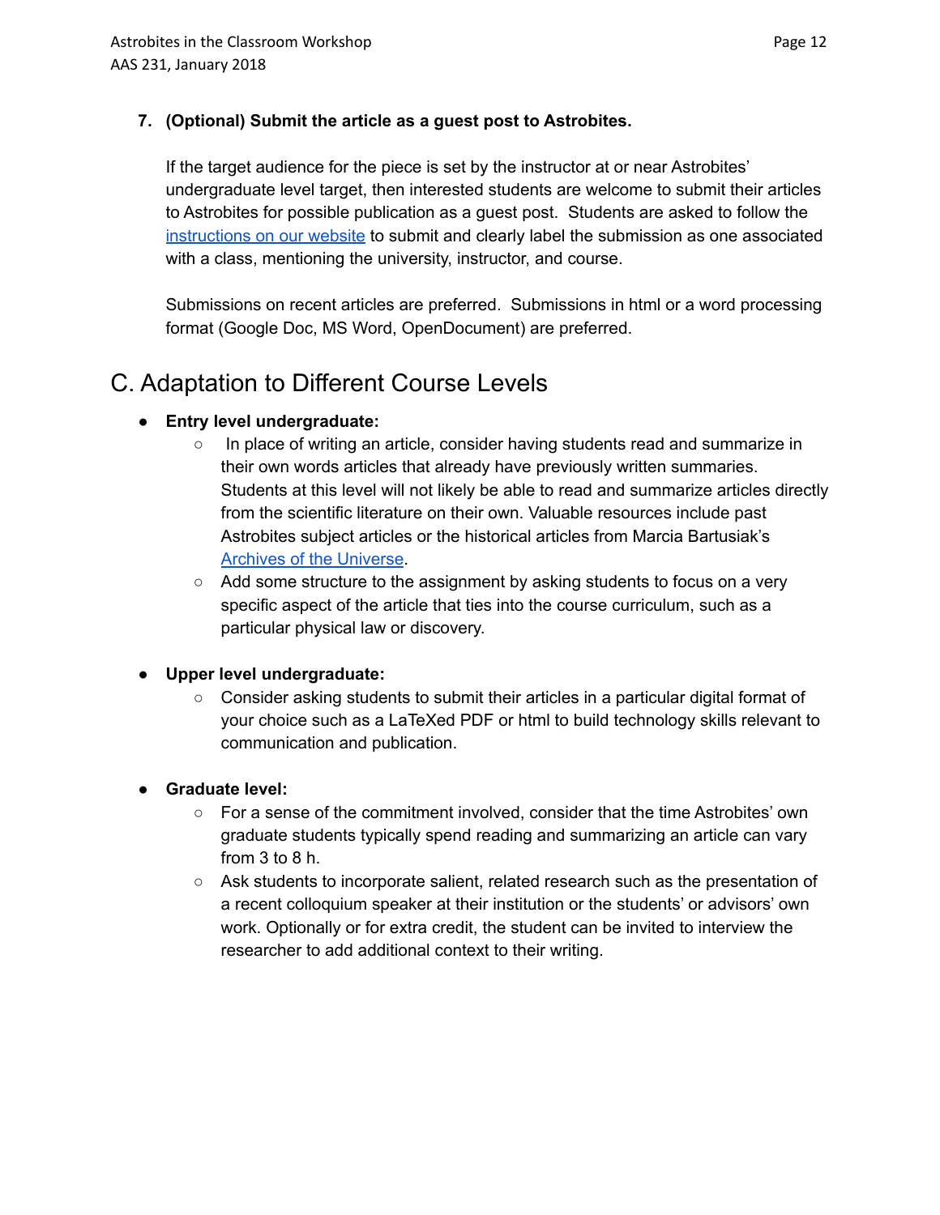7. **(Optional) Submit the article as a guest post to Astrobites.**

   If the target audience for the piece is set by the instructor at or near Astrobites' undergraduate level target, then interested students are welcome to submit their articles to Astrobites for possible publication as a guest post. Students are asked to follow the instructions on our website to submit and clearly label the submission as one associated with a class, mentioning the university, instructor, and course.

   Submissions on recent articles are preferred. Submissions in html or a word processing format (Google Doc, MS Word, OpenDocument) are preferred.

## C. Adaptation to Different Course Levels

- **Entry level undergraduate:**
  - In place of writing an article, consider having students read and summarize in their own words articles that already have previously written summaries. Students at this level will not likely be able to read and summarize articles directly from the scientific literature on their own. Valuable resources include past Astrobites subject articles or the historical articles from Marcia Bartusiak's Archives of the Universe.
  - Add some structure to the assignment by asking students to focus on a very specific aspect of the article that ties into the course curriculum, such as a particular physical law or discovery.

- **Upper level undergraduate:**
  - Consider asking students to submit their articles in a particular digital format of your choice such as a LaTeXed PDF or html to build technology skills relevant to communication and publication.

- **Graduate level:**
  - For a sense of the commitment involved, consider that the time Astrobites' own graduate students typically spend reading and summarizing an article can vary from 3 to 8 h.
  - Ask students to incorporate salient, related research such as the presentation of a recent colloquium speaker at their institution or the students' or advisors' own work. Optionally or for extra credit, the student can be invited to interview the researcher to add additional context to their writing.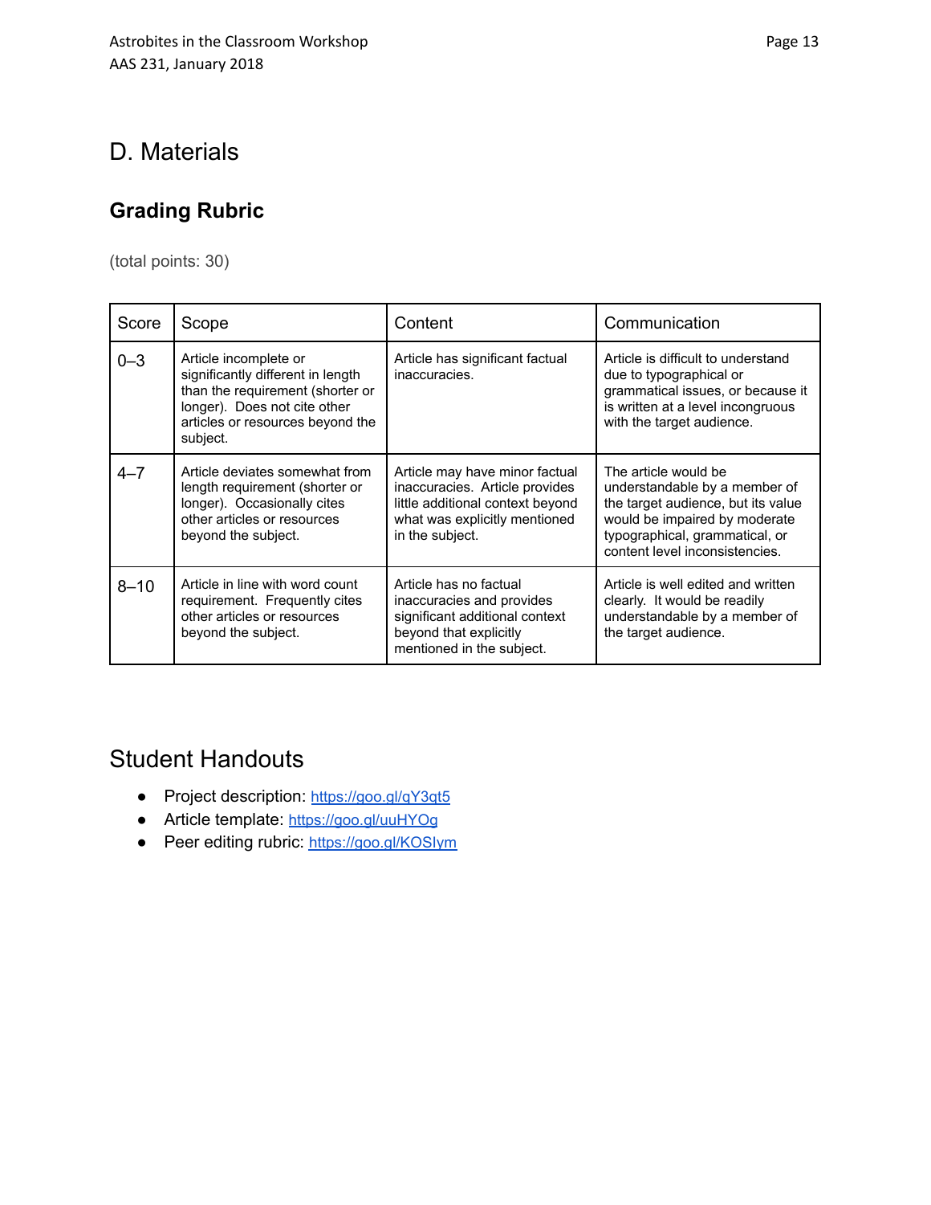# D. Materials

## Grading Rubric

(total points: 30)

| Score | Scope | Content | Communication |
|---|---|---|---|
| 0–3 | Article incomplete or significantly different in length than the requirement (shorter or longer). Does not cite other articles or resources beyond the subject. | Article has significant factual inaccuracies. | Article is difficult to understand due to typographical or grammatical issues, or because it is written at a level incongruous with the target audience. |
| 4–7 | Article deviates somewhat from length requirement (shorter or longer). Occasionally cites other articles or resources beyond the subject. | Article may have minor factual inaccuracies. Article provides little additional context beyond what was explicitly mentioned in the subject. | The article would be understandable by a member of the target audience, but its value would be impaired by moderate typographical, grammatical, or content level inconsistencies. |
| 8–10 | Article in line with word count requirement. Frequently cites other articles or resources beyond the subject. | Article has no factual inaccuracies and provides significant additional context beyond that explicitly mentioned in the subject. | Article is well edited and written clearly. It would be readily understandable by a member of the target audience. |

## Student Handouts

- Project description: https://goo.gl/qY3qt5
- Article template: https://goo.gl/uuHYOg
- Peer editing rubric: https://goo.gl/KOSIym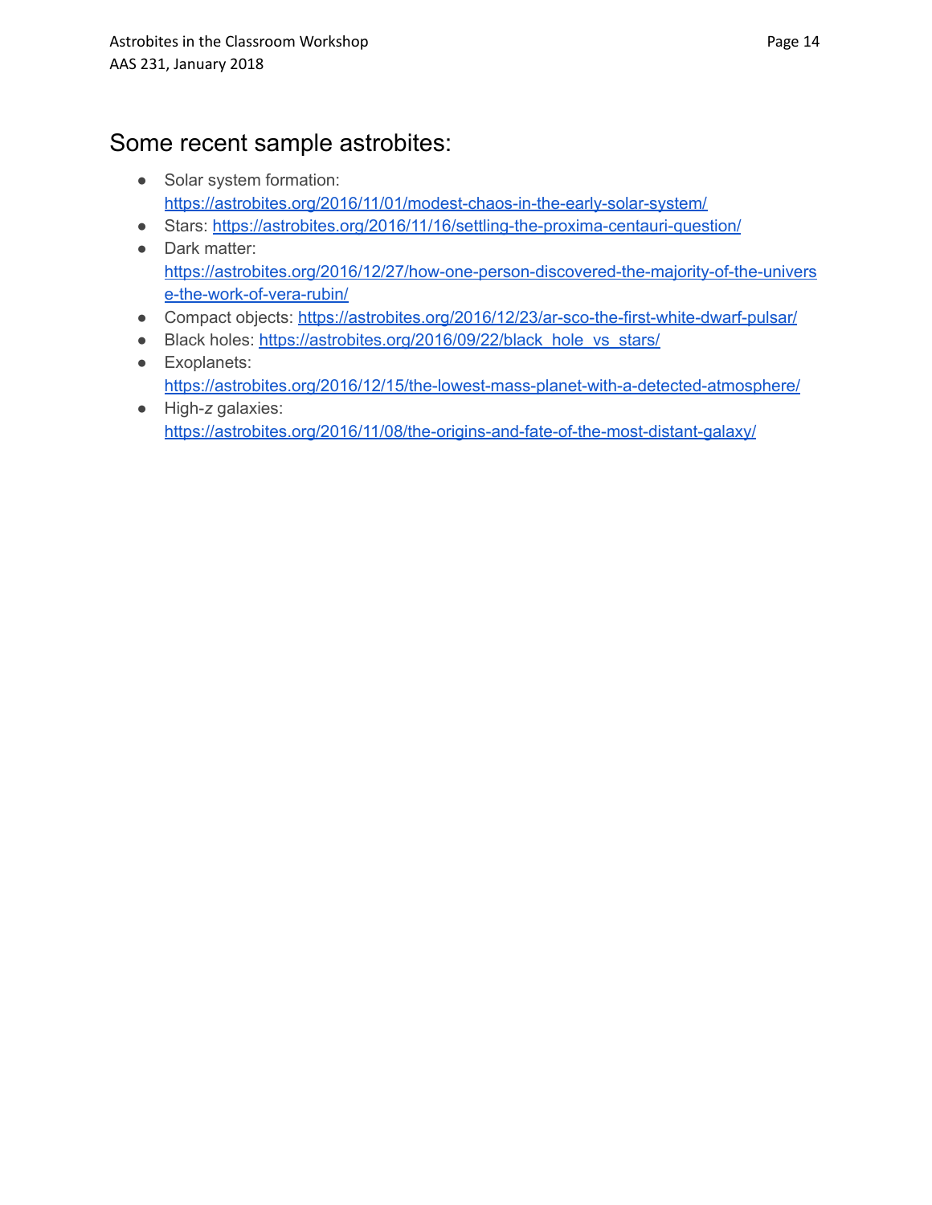## Some recent sample astrobites:

- Solar system formation: https://astrobites.org/2016/11/01/modest-chaos-in-the-early-solar-system/
- Stars: https://astrobites.org/2016/11/16/settling-the-proxima-centauri-question/
- Dark matter: https://astrobites.org/2016/12/27/how-one-person-discovered-the-majority-of-the-universe-the-work-of-vera-rubin/
- Compact objects: https://astrobites.org/2016/12/23/ar-sco-the-first-white-dwarf-pulsar/
- Black holes: https://astrobites.org/2016/09/22/black_hole_vs_stars/
- Exoplanets: https://astrobites.org/2016/12/15/the-lowest-mass-planet-with-a-detected-atmosphere/
- High-*z* galaxies: https://astrobites.org/2016/11/08/the-origins-and-fate-of-the-most-distant-galaxy/